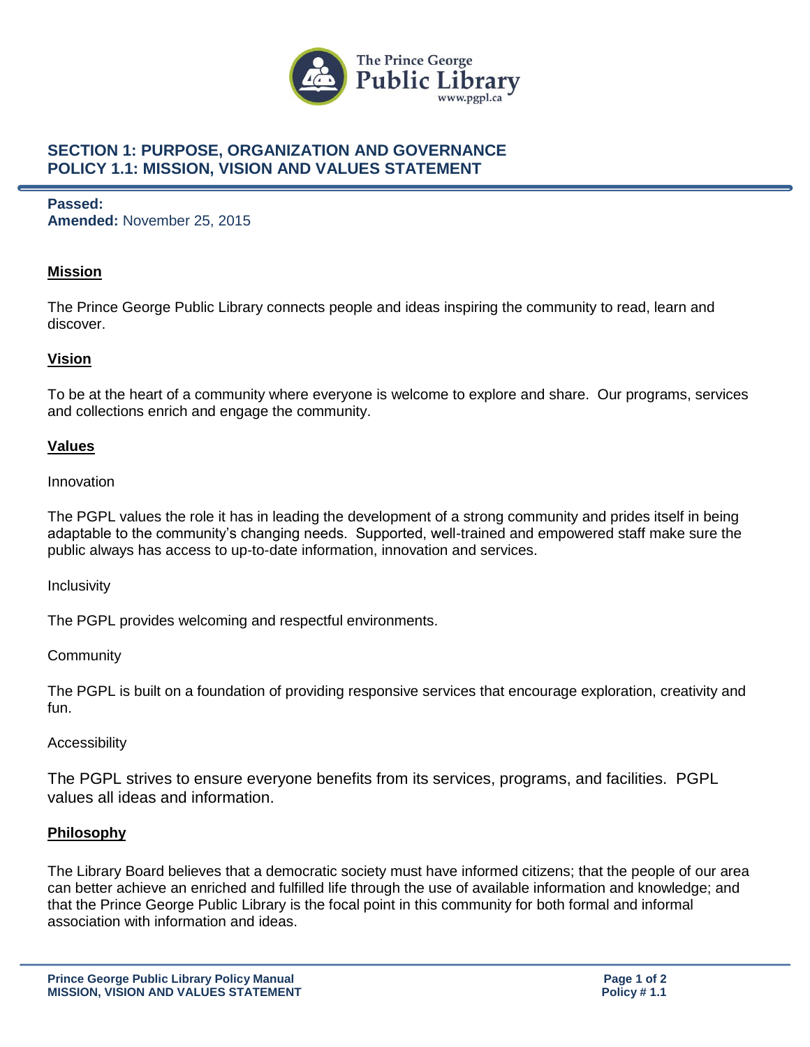The Prince George Public Library
www.pgpl.ca

# SECTION 1: PURPOSE, ORGANIZATION AND GOVERNANCE
# POLICY 1.1: MISSION, VISION AND VALUES STATEMENT

**Passed:**
**Amended:** November 25, 2015

## Mission

The Prince George Public Library connects people and ideas inspiring the community to read, learn and discover.

## Vision

To be at the heart of a community where everyone is welcome to explore and share. Our programs, services and collections enrich and engage the community.

## Values

Innovation

The PGPL values the role it has in leading the development of a strong community and prides itself in being adaptable to the community's changing needs. Supported, well-trained and empowered staff make sure the public always has access to up-to-date information, innovation and services.

Inclusivity

The PGPL provides welcoming and respectful environments.

Community

The PGPL is built on a foundation of providing responsive services that encourage exploration, creativity and fun.

Accessibility

The PGPL strives to ensure everyone benefits from its services, programs, and facilities. PGPL values all ideas and information.

## Philosophy

The Library Board believes that a democratic society must have informed citizens; that the people of our area can better achieve an enriched and fulfilled life through the use of available information and knowledge; and that the Prince George Public Library is the focal point in this community for both formal and informal association with information and ideas.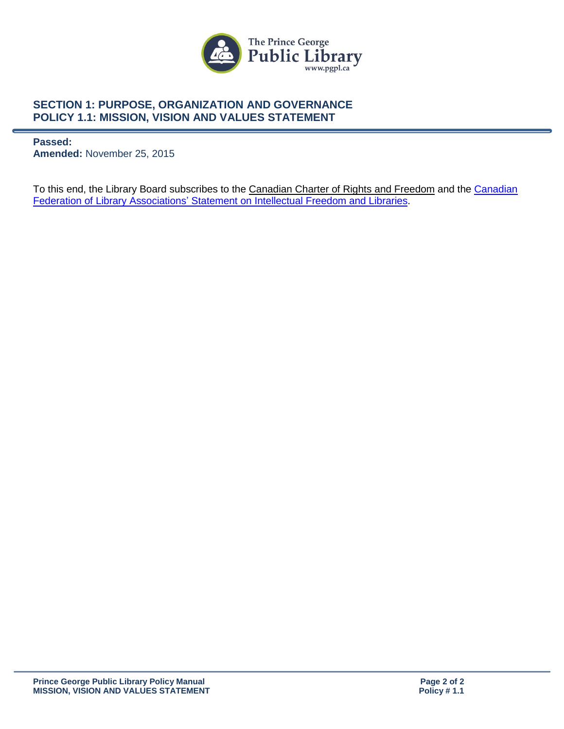## SECTION 1: PURPOSE, ORGANIZATION AND GOVERNANCE
## POLICY 1.1: MISSION, VISION AND VALUES STATEMENT

**Passed:**
**Amended:** November 25, 2015

To this end, the Library Board subscribes to the Canadian Charter of Rights and Freedom and the Canadian Federation of Library Associations' Statement on Intellectual Freedom and Libraries.